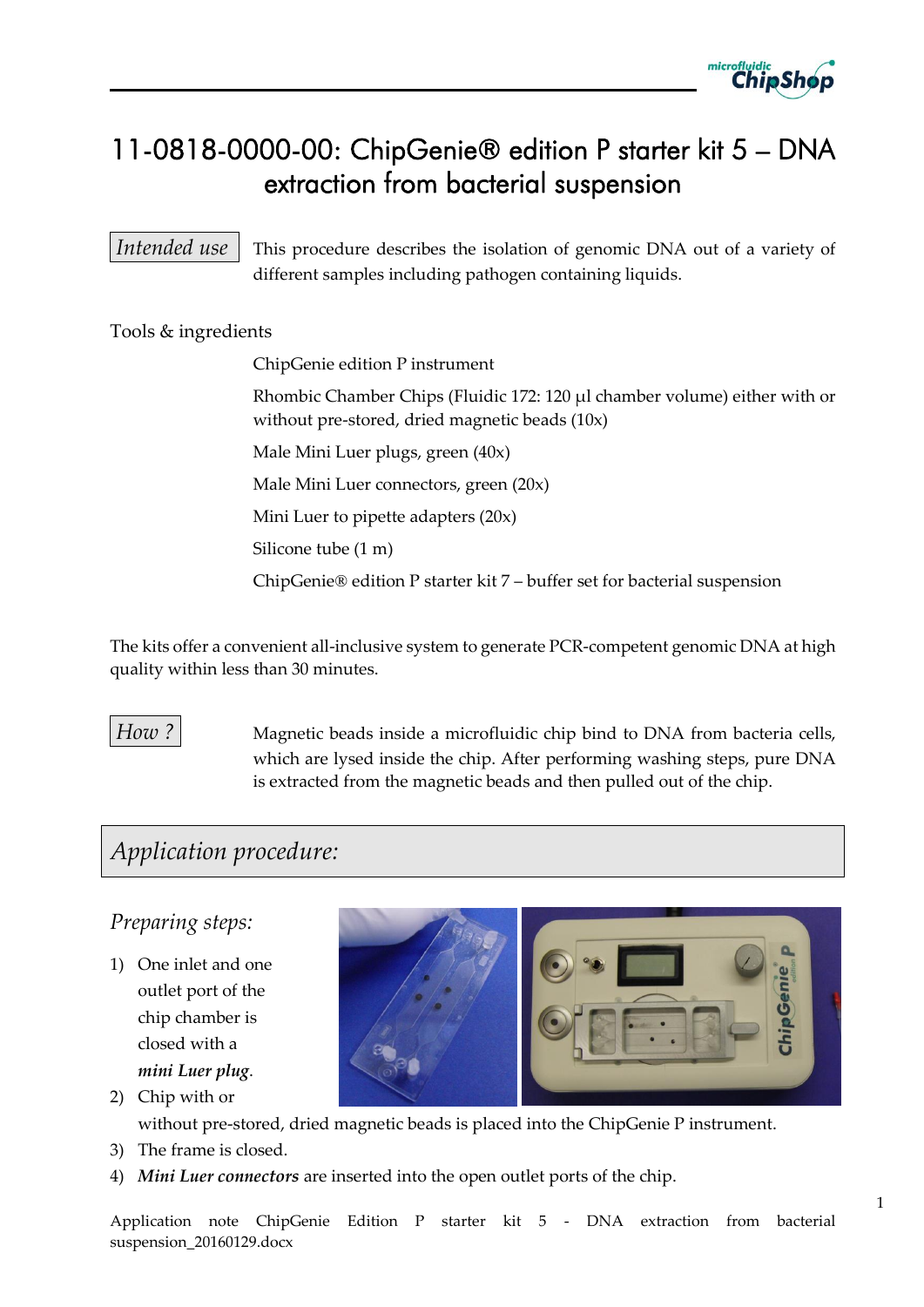# 11-0818-0000-00: ChipGenie® edition P starter kit 5 – DNA extraction from bacterial suspension

*Intended use* This procedure describes the isolation of genomic DNA out of a variety of different samples including pathogen containing liquids.

Tools & ingredients

ChipGenie edition P instrument

Rhombic Chamber Chips (Fluidic 172: 120 µl chamber volume) either with or without pre-stored, dried magnetic beads (10x)

Male Mini Luer plugs, green (40x)

Male Mini Luer connectors, green (20x)

Mini Luer to pipette adapters (20x)

Silicone tube (1 m)

ChipGenie® edition P starter kit 7 – buffer set for bacterial suspension

The kits offer a convenient all-inclusive system to generate PCR-competent genomic DNA at high quality within less than 30 minutes.

*How ?* Magnetic beads inside a microfluidic chip bind to DNA from bacteria cells, which are lysed inside the chip. After performing washing steps, pure DNA is extracted from the magnetic beads and then pulled out of the chip.

## *Application procedure:*

### *Preparing steps:*

1) One inlet and one outlet port of the chip chamber is closed with a ***mini Luer plug***.
2) Chip with or without pre-stored, dried magnetic beads is placed into the ChipGenie P instrument.
3) The frame is closed.
4) ***Mini Luer connectors*** are inserted into the open outlet ports of the chip.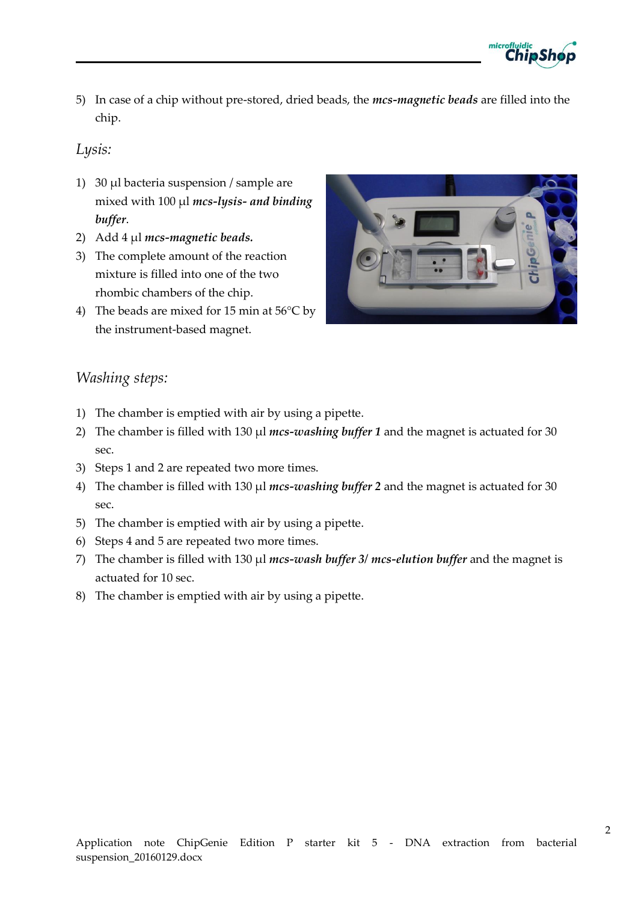5) In case of a chip without pre-stored, dried beads, the ***mcs-magnetic beads*** are filled into the chip.

*Lysis:*

1) 30 µl bacteria suspension / sample are mixed with 100 µl ***mcs-lysis- and binding buffer***.
2) Add 4 µl ***mcs-magnetic beads.***
3) The complete amount of the reaction mixture is filled into one of the two rhombic chambers of the chip.
4) The beads are mixed for 15 min at 56°C by the instrument-based magnet.

*Washing steps:*

1) The chamber is emptied with air by using a pipette.
2) The chamber is filled with 130 µl ***mcs-washing buffer 1*** and the magnet is actuated for 30 sec.
3) Steps 1 and 2 are repeated two more times.
4) The chamber is filled with 130 µl ***mcs-washing buffer 2*** and the magnet is actuated for 30 sec.
5) The chamber is emptied with air by using a pipette.
6) Steps 4 and 5 are repeated two more times.
7) The chamber is filled with 130 µl ***mcs-wash buffer 3/ mcs-elution buffer*** and the magnet is actuated for 10 sec.
8) The chamber is emptied with air by using a pipette.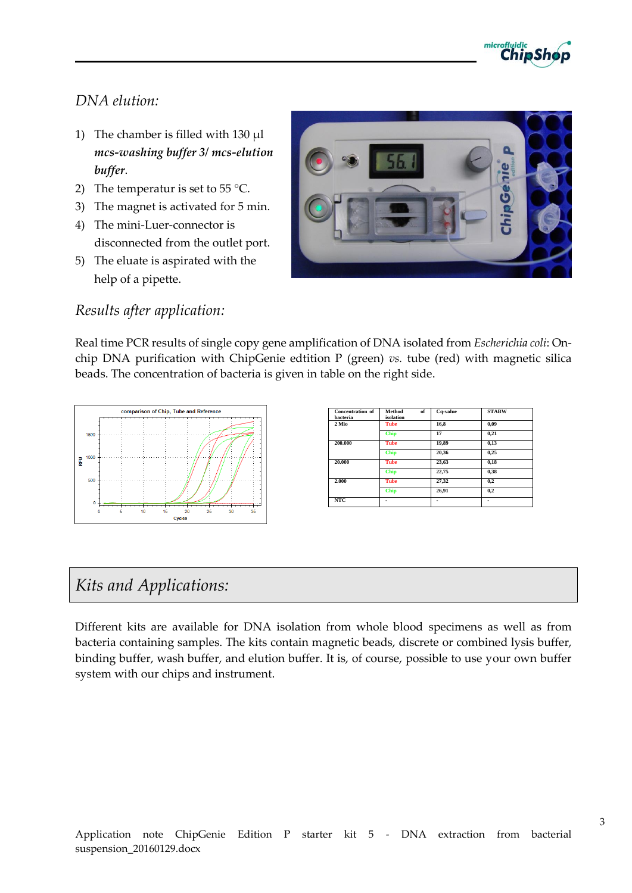## *DNA elution:*

1) The chamber is filled with 130 µl ***mcs-washing buffer 3/ mcs-elution buffer***.
2) The temperatur is set to 55 °C.
3) The magnet is activated for 5 min.
4) The mini-Luer-connector is disconnected from the outlet port.
5) The eluate is aspirated with the help of a pipette.

## *Results after application:*

Real time PCR results of single copy gene amplification of DNA isolated from *Escherichia coli*: On-chip DNA purification with ChipGenie edtition P (green) *vs.* tube (red) with magnetic silica beads. The concentration of bacteria is given in table on the right side.

comparison of Chip, Tube and Reference

RFU

0
500
1000
1500

0 5 10 15 20 25 30 35

Cycles

| Concentration of bacteria | Method of isolation | Cq-value | STABW |
|---|---|---|---|
| 2 Mio | Tube | 16,8 | 0,09 |
| | Chip | 17 | 0,21 |
| 200.000 | Tube | 19,89 | 0,13 |
| | Chip | 20,36 | 0,25 |
| 20.000 | Tube | 23,63 | 0,18 |
| | Chip | 22,75 | 0,38 |
| 2.000 | Tube | 27,32 | 0,2 |
| | Chip | 26,91 | 0,2 |
| NTC | - | - | - |

## *Kits and Applications:*

Different kits are available for DNA isolation from whole blood specimens as well as from bacteria containing samples. The kits contain magnetic beads, discrete or combined lysis buffer, binding buffer, wash buffer, and elution buffer. It is, of course, possible to use your own buffer system with our chips and instrument.